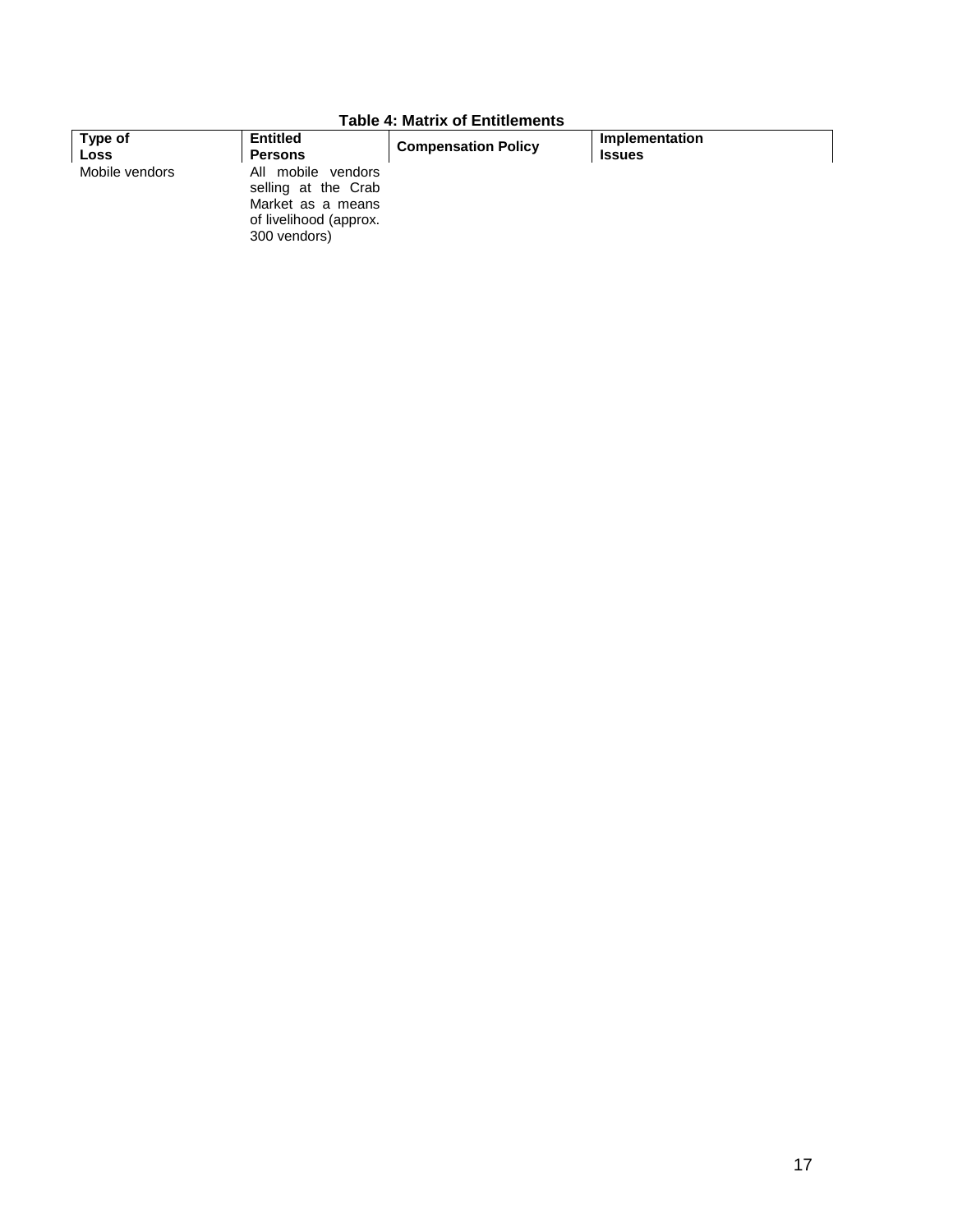**Table 4: Matrix of Entitlements**

| Type of Loss | Entitled Persons | Compensation Policy | Implementation Issues |
|---|---|---|---|
| Mobile vendors | All mobile vendors selling at the Crab Market as a means of livelihood (approx. 300 vendors) | | |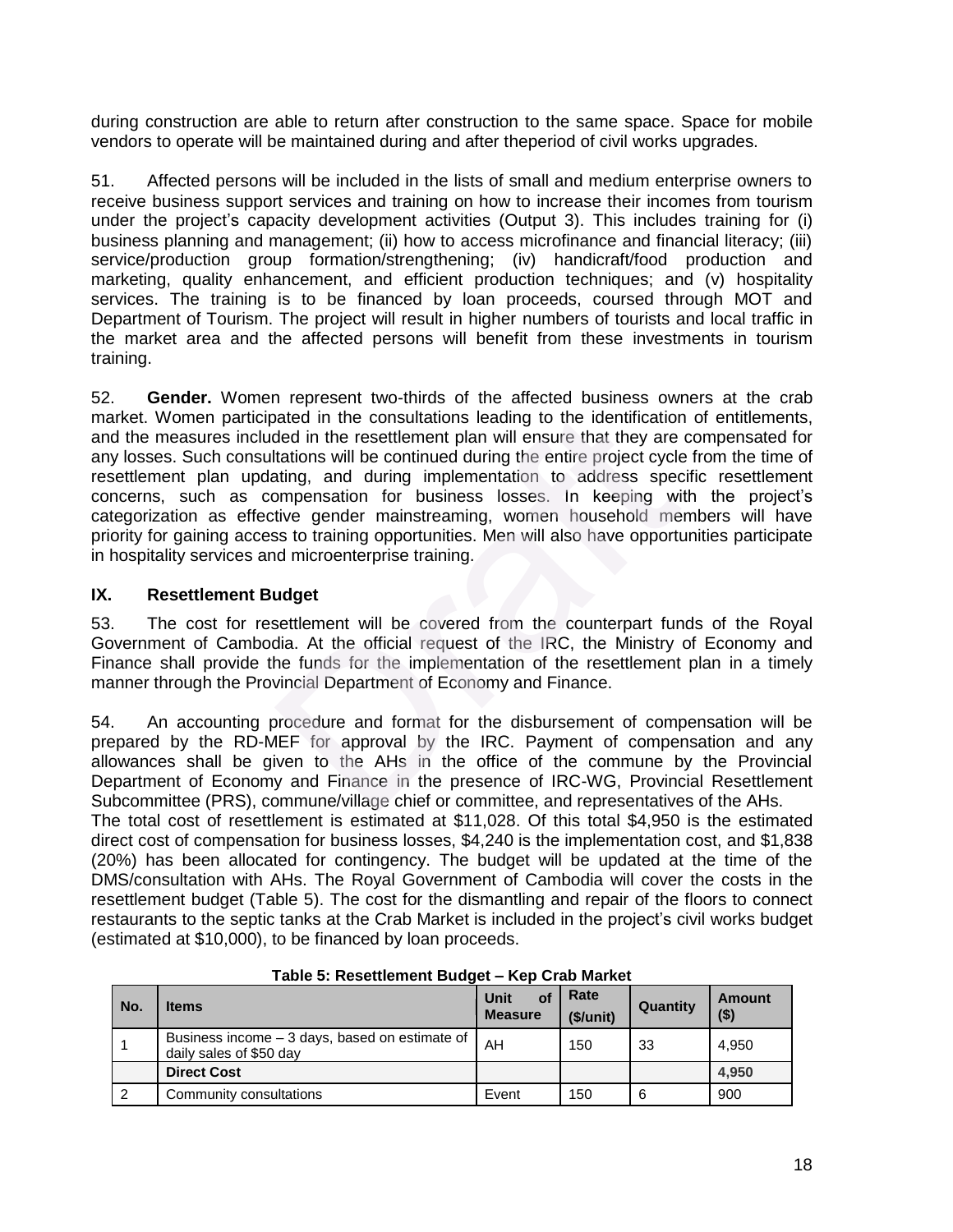during construction are able to return after construction to the same space. Space for mobile vendors to operate will be maintained during and after theperiod of civil works upgrades.

51. Affected persons will be included in the lists of small and medium enterprise owners to receive business support services and training on how to increase their incomes from tourism under the project's capacity development activities (Output 3). This includes training for (i) business planning and management; (ii) how to access microfinance and financial literacy; (iii) service/production group formation/strengthening; (iv) handicraft/food production and marketing, quality enhancement, and efficient production techniques; and (v) hospitality services. The training is to be financed by loan proceeds, coursed through MOT and Department of Tourism. The project will result in higher numbers of tourists and local traffic in the market area and the affected persons will benefit from these investments in tourism training.

52. **Gender.** Women represent two-thirds of the affected business owners at the crab market. Women participated in the consultations leading to the identification of entitlements, and the measures included in the resettlement plan will ensure that they are compensated for any losses. Such consultations will be continued during the entire project cycle from the time of resettlement plan updating, and during implementation to address specific resettlement concerns, such as compensation for business losses. In keeping with the project's categorization as effective gender mainstreaming, women household members will have priority for gaining access to training opportunities. Men will also have opportunities participate in hospitality services and microenterprise training.

## IX. Resettlement Budget

53. The cost for resettlement will be covered from the counterpart funds of the Royal Government of Cambodia. At the official request of the IRC, the Ministry of Economy and Finance shall provide the funds for the implementation of the resettlement plan in a timely manner through the Provincial Department of Economy and Finance.

54. An accounting procedure and format for the disbursement of compensation will be prepared by the RD-MEF for approval by the IRC. Payment of compensation and any allowances shall be given to the AHs in the office of the commune by the Provincial Department of Economy and Finance in the presence of IRC-WG, Provincial Resettlement Subcommittee (PRS), commune/village chief or committee, and representatives of the AHs.
The total cost of resettlement is estimated at $11,028. Of this total $4,950 is the estimated direct cost of compensation for business losses, $4,240 is the implementation cost, and $1,838 (20%) has been allocated for contingency. The budget will be updated at the time of the DMS/consultation with AHs. The Royal Government of Cambodia will cover the costs in the resettlement budget (Table 5). The cost for the dismantling and repair of the floors to connect restaurants to the septic tanks at the Crab Market is included in the project's civil works budget (estimated at $10,000), to be financed by loan proceeds.

**Table 5: Resettlement Budget – Kep Crab Market**

| No. | Items | Unit of Measure | Rate ($/unit) | Quantity | Amount ($) |
|---|---|---|---|---|---|
| 1 | Business income – 3 days, based on estimate of daily sales of $50 day | AH | 150 | 33 | 4,950 |
| | **Direct Cost** | | | | **4,950** |
| 2 | Community consultations | Event | 150 | 6 | 900 |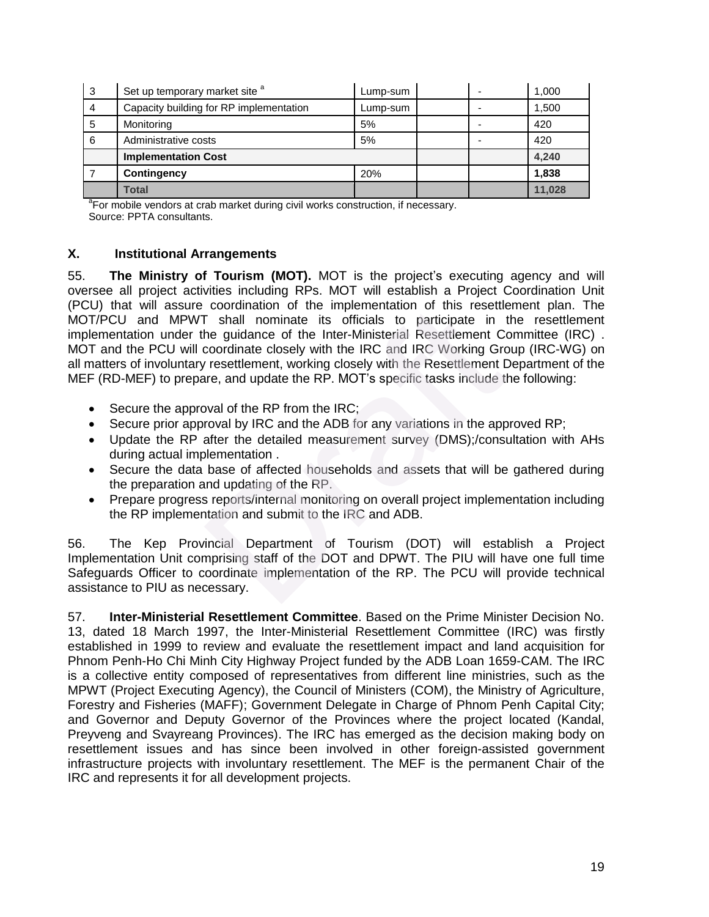| | | | | | |
|---|---|---|---|---|---|
| 3 | Set up temporary market site [a] | Lump-sum | | - | 1,000 |
| 4 | Capacity building for RP implementation | Lump-sum | | - | 1,500 |
| 5 | Monitoring | 5% | | - | 420 |
| 6 | Administrative costs | 5% | | - | 420 |
| | **Implementation Cost** | | | | **4,240** |
| 7 | **Contingency** | 20% | | | **1,838** |
| | **Total** | | | | **11,028** |

[a]For mobile vendors at crab market during civil works construction, if necessary.
Source: PPTA consultants.

## X. Institutional Arrangements

55. **The Ministry of Tourism (MOT).** MOT is the project's executing agency and will oversee all project activities including RPs. MOT will establish a Project Coordination Unit (PCU) that will assure coordination of the implementation of this resettlement plan. The MOT/PCU and MPWT shall nominate its officials to participate in the resettlement implementation under the guidance of the Inter-Ministerial Resettlement Committee (IRC) . MOT and the PCU will coordinate closely with the IRC and IRC Working Group (IRC-WG) on all matters of involuntary resettlement, working closely with the Resettlement Department of the MEF (RD-MEF) to prepare, and update the RP. MOT's specific tasks include the following:

- Secure the approval of the RP from the IRC;
- Secure prior approval by IRC and the ADB for any variations in the approved RP;
- Update the RP after the detailed measurement survey (DMS);/consultation with AHs during actual implementation .
- Secure the data base of affected households and assets that will be gathered during the preparation and updating of the RP.
- Prepare progress reports/internal monitoring on overall project implementation including the RP implementation and submit to the IRC and ADB.

56. The Kep Provincial Department of Tourism (DOT) will establish a Project Implementation Unit comprising staff of the DOT and DPWT. The PIU will have one full time Safeguards Officer to coordinate implementation of the RP. The PCU will provide technical assistance to PIU as necessary.

57. **Inter-Ministerial Resettlement Committee**. Based on the Prime Minister Decision No. 13, dated 18 March 1997, the Inter-Ministerial Resettlement Committee (IRC) was firstly established in 1999 to review and evaluate the resettlement impact and land acquisition for Phnom Penh-Ho Chi Minh City Highway Project funded by the ADB Loan 1659-CAM. The IRC is a collective entity composed of representatives from different line ministries, such as the MPWT (Project Executing Agency), the Council of Ministers (COM), the Ministry of Agriculture, Forestry and Fisheries (MAFF); Government Delegate in Charge of Phnom Penh Capital City; and Governor and Deputy Governor of the Provinces where the project located (Kandal, Preyveng and Svayreang Provinces). The IRC has emerged as the decision making body on resettlement issues and has since been involved in other foreign-assisted government infrastructure projects with involuntary resettlement. The MEF is the permanent Chair of the IRC and represents it for all development projects.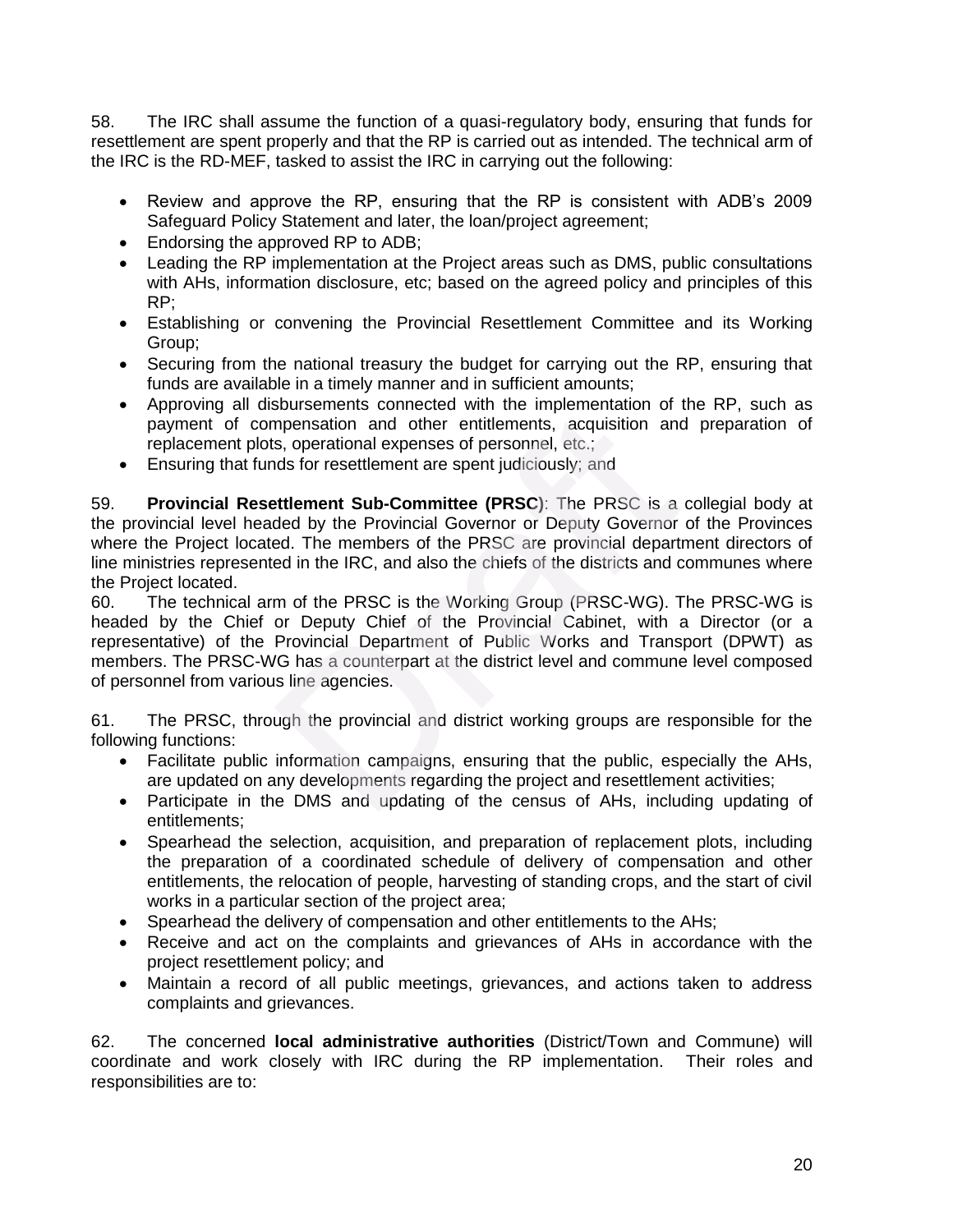58. The IRC shall assume the function of a quasi-regulatory body, ensuring that funds for resettlement are spent properly and that the RP is carried out as intended. The technical arm of the IRC is the RD-MEF, tasked to assist the IRC in carrying out the following:

- Review and approve the RP, ensuring that the RP is consistent with ADB's 2009 Safeguard Policy Statement and later, the loan/project agreement;
- Endorsing the approved RP to ADB;
- Leading the RP implementation at the Project areas such as DMS, public consultations with AHs, information disclosure, etc; based on the agreed policy and principles of this RP;
- Establishing or convening the Provincial Resettlement Committee and its Working Group;
- Securing from the national treasury the budget for carrying out the RP, ensuring that funds are available in a timely manner and in sufficient amounts;
- Approving all disbursements connected with the implementation of the RP, such as payment of compensation and other entitlements, acquisition and preparation of replacement plots, operational expenses of personnel, etc.;
- Ensuring that funds for resettlement are spent judiciously; and

59. **Provincial Resettlement Sub-Committee (PRSC)**: The PRSC is a collegial body at the provincial level headed by the Provincial Governor or Deputy Governor of the Provinces where the Project located. The members of the PRSC are provincial department directors of line ministries represented in the IRC, and also the chiefs of the districts and communes where the Project located.

60. The technical arm of the PRSC is the Working Group (PRSC-WG). The PRSC-WG is headed by the Chief or Deputy Chief of the Provincial Cabinet, with a Director (or a representative) of the Provincial Department of Public Works and Transport (DPWT) as members. The PRSC-WG has a counterpart at the district level and commune level composed of personnel from various line agencies.

61. The PRSC, through the provincial and district working groups are responsible for the following functions:

- Facilitate public information campaigns, ensuring that the public, especially the AHs, are updated on any developments regarding the project and resettlement activities;
- Participate in the DMS and updating of the census of AHs, including updating of entitlements;
- Spearhead the selection, acquisition, and preparation of replacement plots, including the preparation of a coordinated schedule of delivery of compensation and other entitlements, the relocation of people, harvesting of standing crops, and the start of civil works in a particular section of the project area;
- Spearhead the delivery of compensation and other entitlements to the AHs;
- Receive and act on the complaints and grievances of AHs in accordance with the project resettlement policy; and
- Maintain a record of all public meetings, grievances, and actions taken to address complaints and grievances.

62. The concerned **local administrative authorities** (District/Town and Commune) will coordinate and work closely with IRC during the RP implementation. Their roles and responsibilities are to: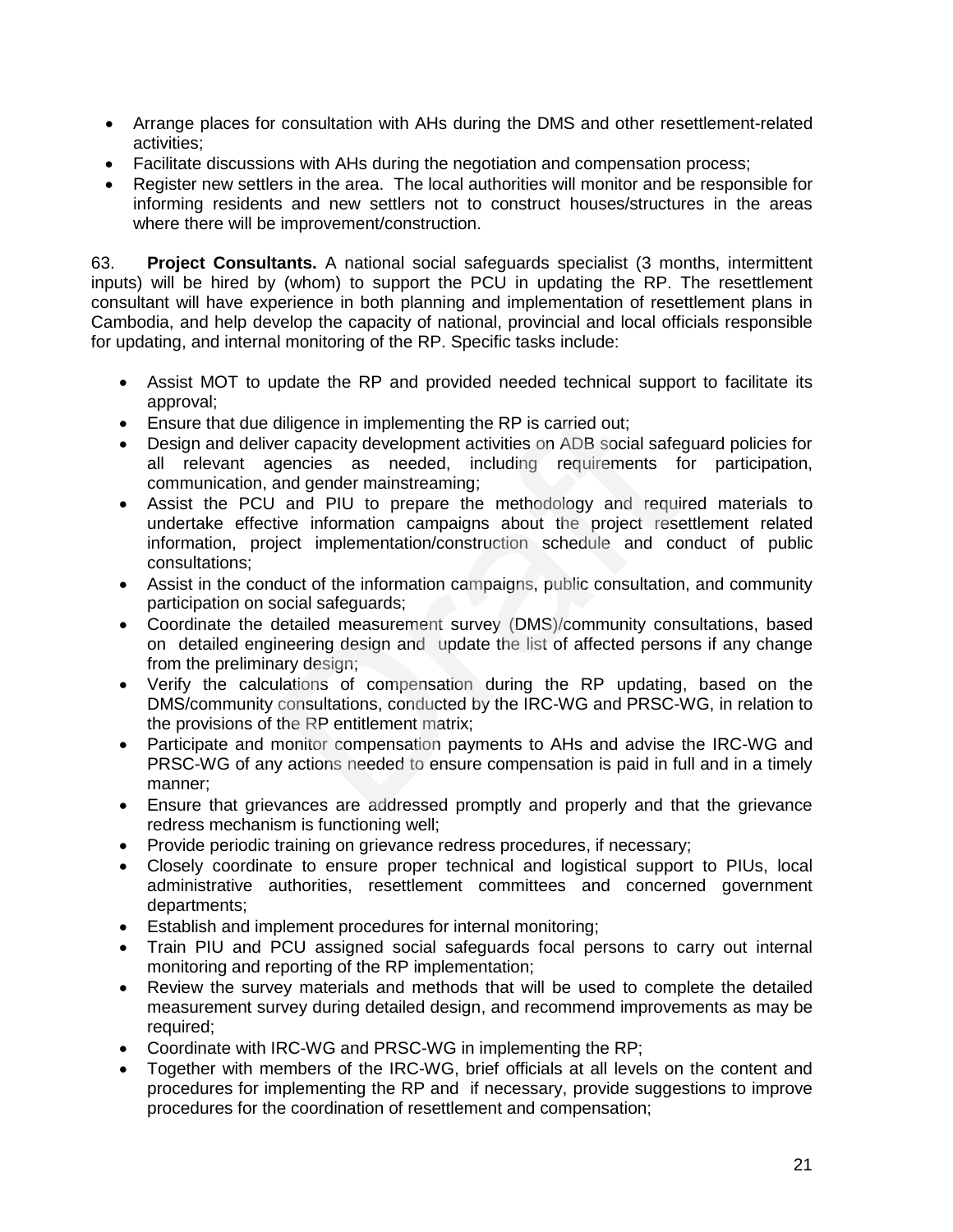- Arrange places for consultation with AHs during the DMS and other resettlement-related activities;
- Facilitate discussions with AHs during the negotiation and compensation process;
- Register new settlers in the area. The local authorities will monitor and be responsible for informing residents and new settlers not to construct houses/structures in the areas where there will be improvement/construction.

63. **Project Consultants.** A national social safeguards specialist (3 months, intermittent inputs) will be hired by (whom) to support the PCU in updating the RP. The resettlement consultant will have experience in both planning and implementation of resettlement plans in Cambodia, and help develop the capacity of national, provincial and local officials responsible for updating, and internal monitoring of the RP. Specific tasks include:

- Assist MOT to update the RP and provided needed technical support to facilitate its approval;
- Ensure that due diligence in implementing the RP is carried out;
- Design and deliver capacity development activities on ADB social safeguard policies for all relevant agencies as needed, including requirements for participation, communication, and gender mainstreaming;
- Assist the PCU and PIU to prepare the methodology and required materials to undertake effective information campaigns about the project resettlement related information, project implementation/construction schedule and conduct of public consultations;
- Assist in the conduct of the information campaigns, public consultation, and community participation on social safeguards;
- Coordinate the detailed measurement survey (DMS)/community consultations, based on detailed engineering design and update the list of affected persons if any change from the preliminary design;
- Verify the calculations of compensation during the RP updating, based on the DMS/community consultations, conducted by the IRC-WG and PRSC-WG, in relation to the provisions of the RP entitlement matrix;
- Participate and monitor compensation payments to AHs and advise the IRC-WG and PRSC-WG of any actions needed to ensure compensation is paid in full and in a timely manner;
- Ensure that grievances are addressed promptly and properly and that the grievance redress mechanism is functioning well;
- Provide periodic training on grievance redress procedures, if necessary;
- Closely coordinate to ensure proper technical and logistical support to PIUs, local administrative authorities, resettlement committees and concerned government departments;
- Establish and implement procedures for internal monitoring;
- Train PIU and PCU assigned social safeguards focal persons to carry out internal monitoring and reporting of the RP implementation;
- Review the survey materials and methods that will be used to complete the detailed measurement survey during detailed design, and recommend improvements as may be required;
- Coordinate with IRC-WG and PRSC-WG in implementing the RP;
- Together with members of the IRC-WG, brief officials at all levels on the content and procedures for implementing the RP and if necessary, provide suggestions to improve procedures for the coordination of resettlement and compensation;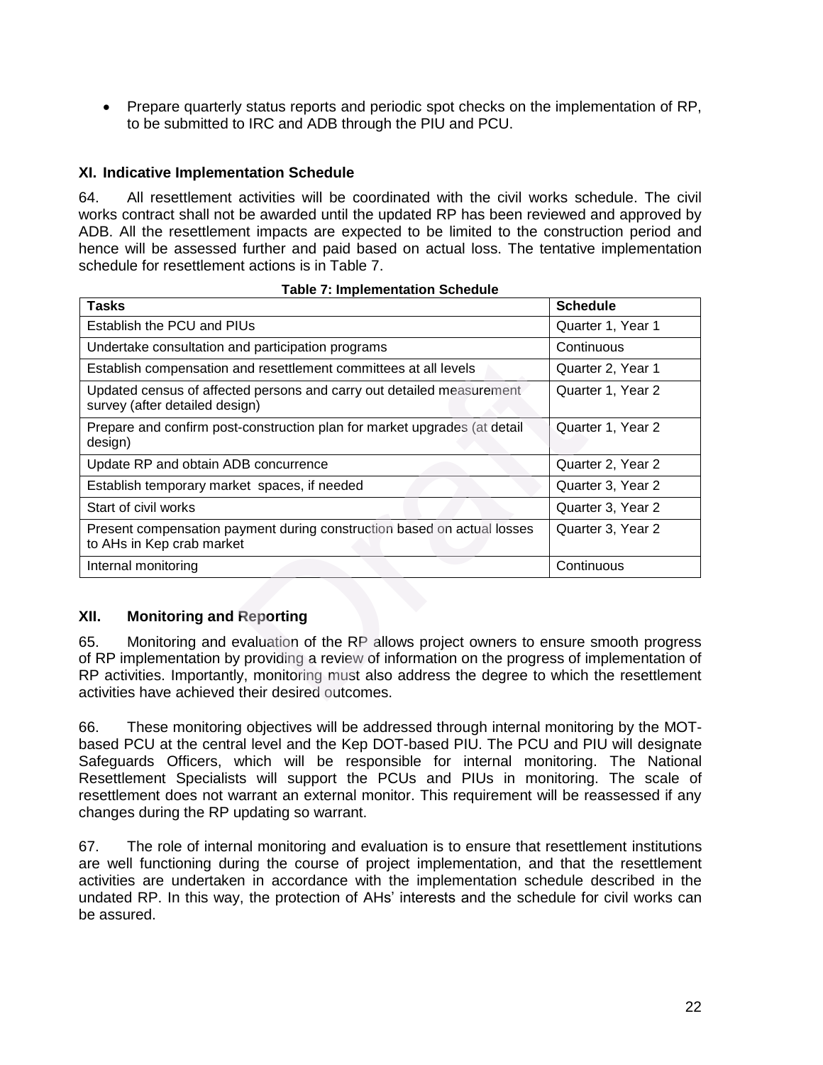- Prepare quarterly status reports and periodic spot checks on the implementation of RP, to be submitted to IRC and ADB through the PIU and PCU.

## XI. Indicative Implementation Schedule

64. All resettlement activities will be coordinated with the civil works schedule. The civil works contract shall not be awarded until the updated RP has been reviewed and approved by ADB. All the resettlement impacts are expected to be limited to the construction period and hence will be assessed further and paid based on actual loss. The tentative implementation schedule for resettlement actions is in Table 7.

**Table 7: Implementation Schedule**

| Tasks | Schedule |
|---|---|
| Establish the PCU and PIUs | Quarter 1, Year 1 |
| Undertake consultation and participation programs | Continuous |
| Establish compensation and resettlement committees at all levels | Quarter 2, Year 1 |
| Updated census of affected persons and carry out detailed measurement survey (after detailed design) | Quarter 1, Year 2 |
| Prepare and confirm post-construction plan for market upgrades (at detail design) | Quarter 1, Year 2 |
| Update RP and obtain ADB concurrence | Quarter 2, Year 2 |
| Establish temporary market spaces, if needed | Quarter 3, Year 2 |
| Start of civil works | Quarter 3, Year 2 |
| Present compensation payment during construction based on actual losses to AHs in Kep crab market | Quarter 3, Year 2 |
| Internal monitoring | Continuous |

## XII. Monitoring and Reporting

65. Monitoring and evaluation of the RP allows project owners to ensure smooth progress of RP implementation by providing a review of information on the progress of implementation of RP activities. Importantly, monitoring must also address the degree to which the resettlement activities have achieved their desired outcomes.

66. These monitoring objectives will be addressed through internal monitoring by the MOT-based PCU at the central level and the Kep DOT-based PIU. The PCU and PIU will designate Safeguards Officers, which will be responsible for internal monitoring. The National Resettlement Specialists will support the PCUs and PIUs in monitoring. The scale of resettlement does not warrant an external monitor. This requirement will be reassessed if any changes during the RP updating so warrant.

67. The role of internal monitoring and evaluation is to ensure that resettlement institutions are well functioning during the course of project implementation, and that the resettlement activities are undertaken in accordance with the implementation schedule described in the undated RP. In this way, the protection of AHs' interests and the schedule for civil works can be assured.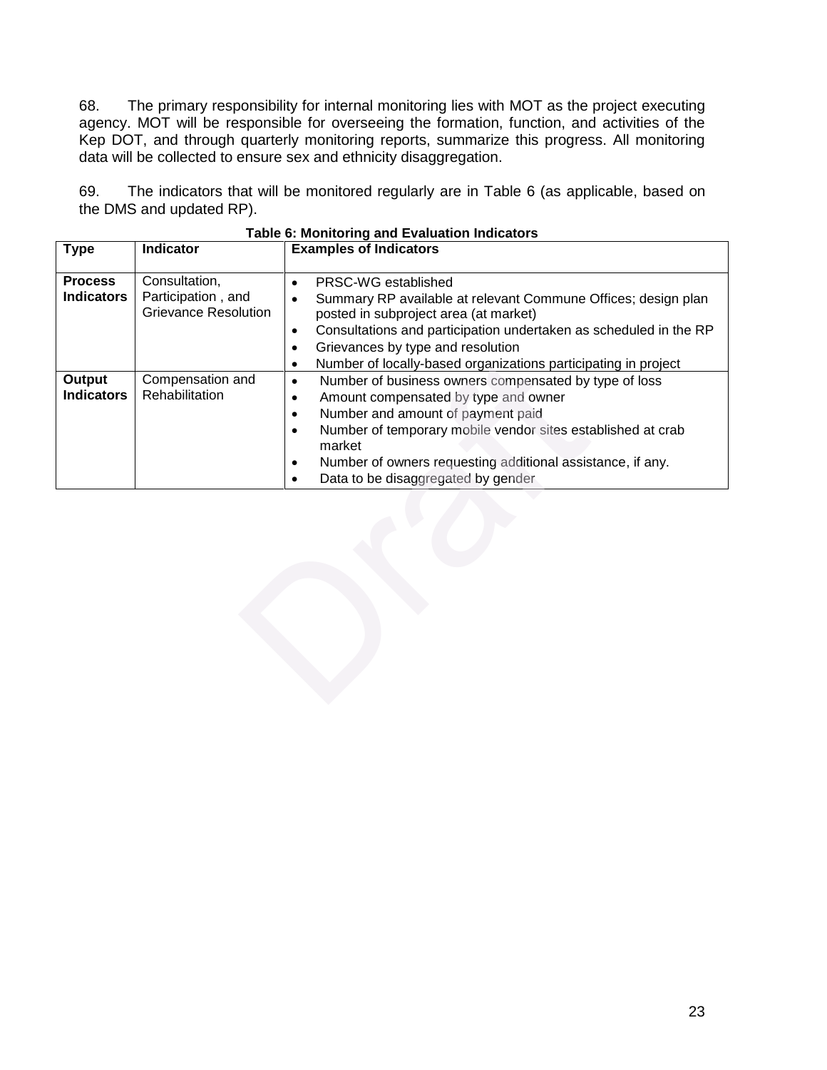68. The primary responsibility for internal monitoring lies with MOT as the project executing agency. MOT will be responsible for overseeing the formation, function, and activities of the Kep DOT, and through quarterly monitoring reports, summarize this progress. All monitoring data will be collected to ensure sex and ethnicity disaggregation.

69. The indicators that will be monitored regularly are in Table 6 (as applicable, based on the DMS and updated RP).

**Table 6: Monitoring and Evaluation Indicators**

| Type | Indicator | Examples of Indicators |
|---|---|---|
| **Process Indicators** | Consultation, Participation , and Grievance Resolution | • PRSC-WG established<br>• Summary RP available at relevant Commune Offices; design plan posted in subproject area (at market)<br>• Consultations and participation undertaken as scheduled in the RP<br>• Grievances by type and resolution<br>• Number of locally-based organizations participating in project |
| **Output Indicators** | Compensation and Rehabilitation | • Number of business owners compensated by type of loss<br>• Amount compensated by type and owner<br>• Number and amount of payment paid<br>• Number of temporary mobile vendor sites established at crab market<br>• Number of owners requesting additional assistance, if any.<br>• Data to be disaggregated by gender |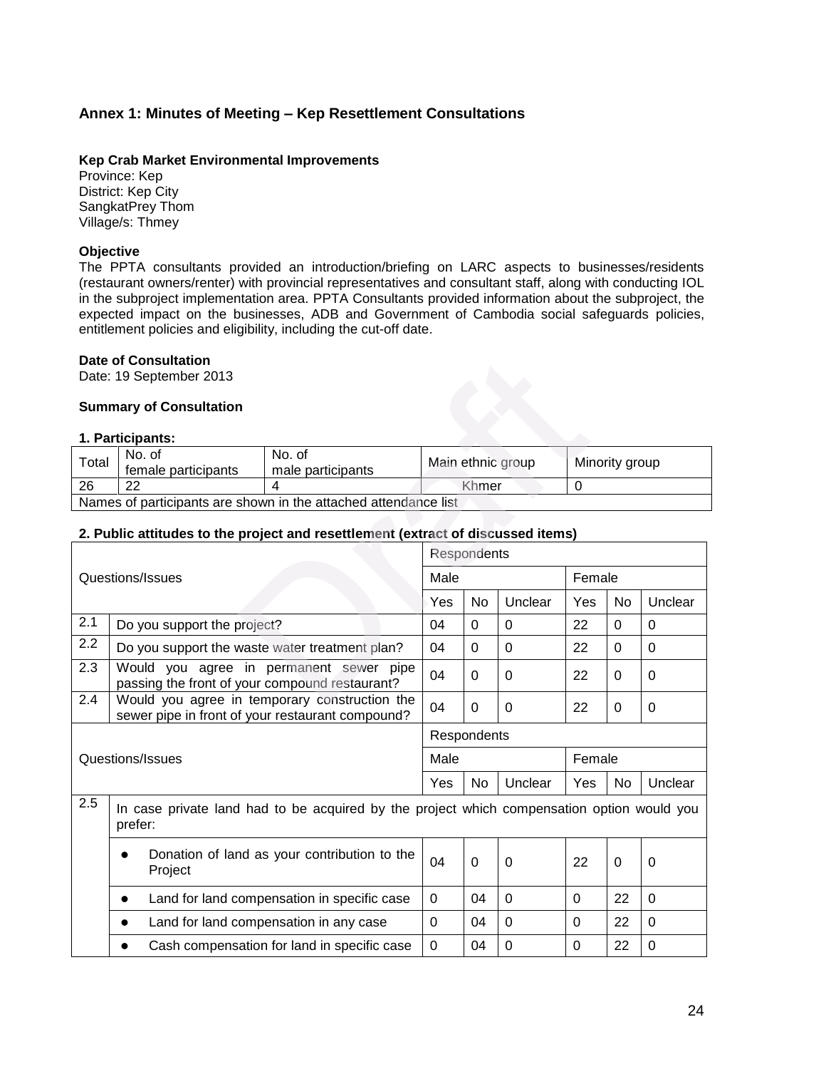## Annex 1: Minutes of Meeting – Kep Resettlement Consultations

**Kep Crab Market Environmental Improvements**
Province: Kep
District: Kep City
SangkatPrey Thom
Village/s: Thmey

**Objective**
The PPTA consultants provided an introduction/briefing on LARC aspects to businesses/residents (restaurant owners/renter) with provincial representatives and consultant staff, along with conducting IOL in the subproject implementation area. PPTA Consultants provided information about the subproject, the expected impact on the businesses, ADB and Government of Cambodia social safeguards policies, entitlement policies and eligibility, including the cut-off date.

**Date of Consultation**
Date: 19 September 2013

**Summary of Consultation**

**1. Participants:**

| Total | No. of female participants | No. of male participants | Main ethnic group | Minority group |
|---|---|---|---|---|
| 26 | 22 | 4 | Khmer | 0 |
| Names of participants are shown in the attached attendance list | | | | |

**2. Public attitudes to the project and resettlement (extract of discussed items)**

| Questions/Issues | | Respondents | | | | | |
|---|---|---|---|---|---|---|---|
| | | Male | | | Female | | |
| | | Yes | No | Unclear | Yes | No | Unclear |
| 2.1 | Do you support the project? | 04 | 0 | 0 | 22 | 0 | 0 |
| 2.2 | Do you support the waste water treatment plan? | 04 | 0 | 0 | 22 | 0 | 0 |
| 2.3 | Would you agree in permanent sewer pipe passing the front of your compound restaurant? | 04 | 0 | 0 | 22 | 0 | 0 |
| 2.4 | Would you agree in temporary construction the sewer pipe in front of your restaurant compound? | 04 | 0 | 0 | 22 | 0 | 0 |
| Questions/Issues | | Respondents | | | | | |
| | | Male | | | Female | | |
| | | Yes | No | Unclear | Yes | No | Unclear |
| 2.5 | In case private land had to be acquired by the project which compensation option would you prefer: | | | | | | |
| | • Donation of land as your contribution to the Project | 04 | 0 | 0 | 22 | 0 | 0 |
| | • Land for land compensation in specific case | 0 | 04 | 0 | 0 | 22 | 0 |
| | • Land for land compensation in any case | 0 | 04 | 0 | 0 | 22 | 0 |
| | • Cash compensation for land in specific case | 0 | 04 | 0 | 0 | 22 | 0 |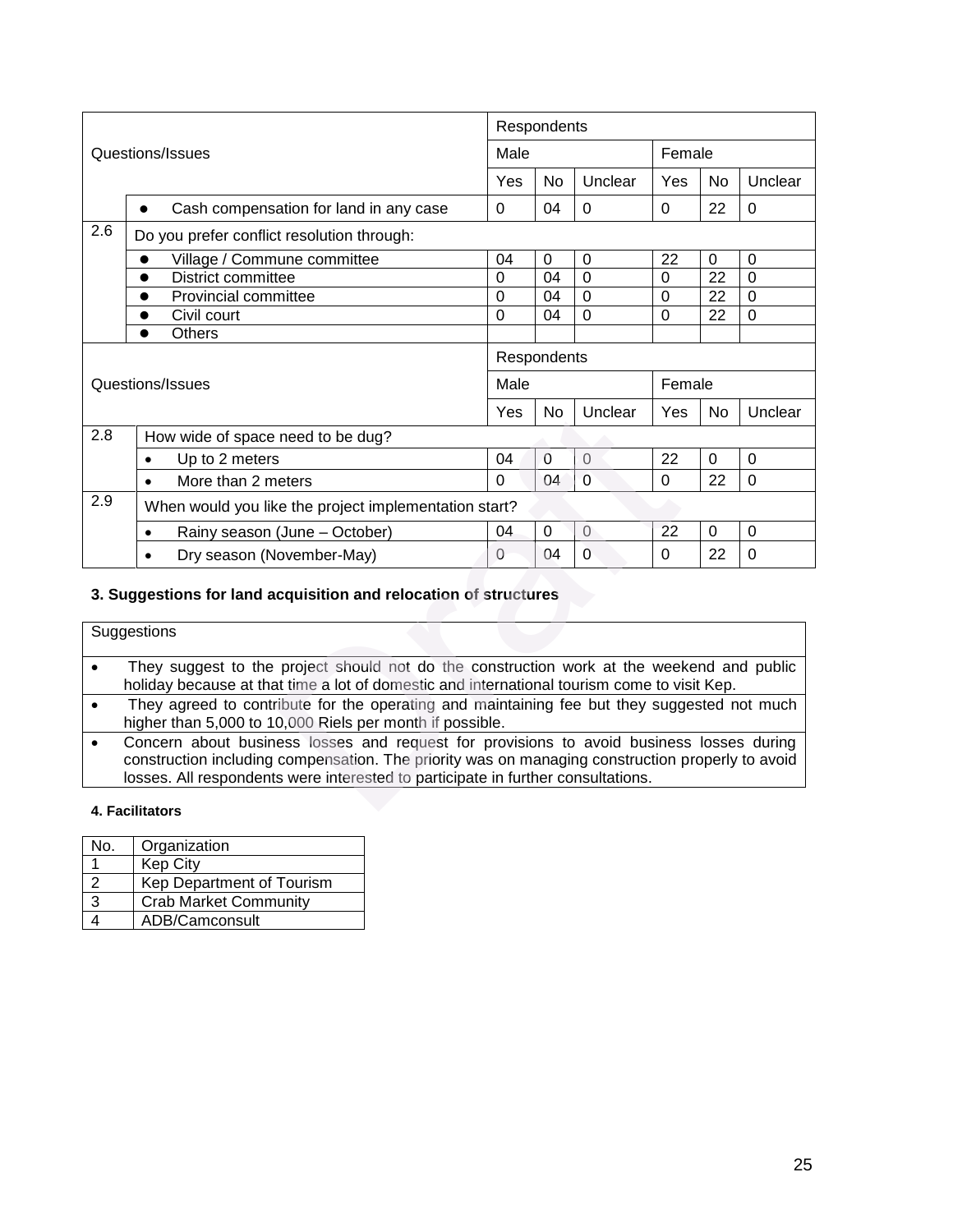| Questions/Issues | | Respondents | | | | | |
|---|---|---|---|---|---|---|---|
| | | Male | | | Female | | |
| | | Yes | No | Unclear | Yes | No | Unclear |
| | • Cash compensation for land in any case | 0 | 04 | 0 | 0 | 22 | 0 |
| 2.6 | Do you prefer conflict resolution through: | | | | | | |
| | • Village / Commune committee | 04 | 0 | 0 | 22 | 0 | 0 |
| | • District committee | 0 | 04 | 0 | 0 | 22 | 0 |
| | • Provincial committee | 0 | 04 | 0 | 0 | 22 | 0 |
| | • Civil court | 0 | 04 | 0 | 0 | 22 | 0 |
| | • Others | | | | | | |

| Questions/Issues | | Respondents | | | | | |
|---|---|---|---|---|---|---|---|
| | | Male | | | Female | | |
| | | Yes | No | Unclear | Yes | No | Unclear |
| 2.8 | How wide of space need to be dug? | | | | | | |
| | • Up to 2 meters | 04 | 0 | 0 | 22 | 0 | 0 |
| | • More than 2 meters | 0 | 04 | 0 | 0 | 22 | 0 |
| 2.9 | When would you like the project implementation start? | | | | | | |
| | • Rainy season (June – October) | 04 | 0 | 0 | 22 | 0 | 0 |
| | • Dry season (November-May) | 0 | 04 | 0 | 0 | 22 | 0 |

**3. Suggestions for land acquisition and relocation of structures**

| Suggestions |
|---|
| • They suggest to the project should not do the construction work at the weekend and public holiday because at that time a lot of domestic and international tourism come to visit Kep. |
| • They agreed to contribute for the operating and maintaining fee but they suggested not much higher than 5,000 to 10,000 Riels per month if possible. |
| • Concern about business losses and request for provisions to avoid business losses during construction including compensation. The priority was on managing construction properly to avoid losses. All respondents were interested to participate in further consultations. |

**4. Facilitators**

| No. | Organization |
|---|---|
| 1 | Kep City |
| 2 | Kep Department of Tourism |
| 3 | Crab Market Community |
| 4 | ADB/Camconsult |